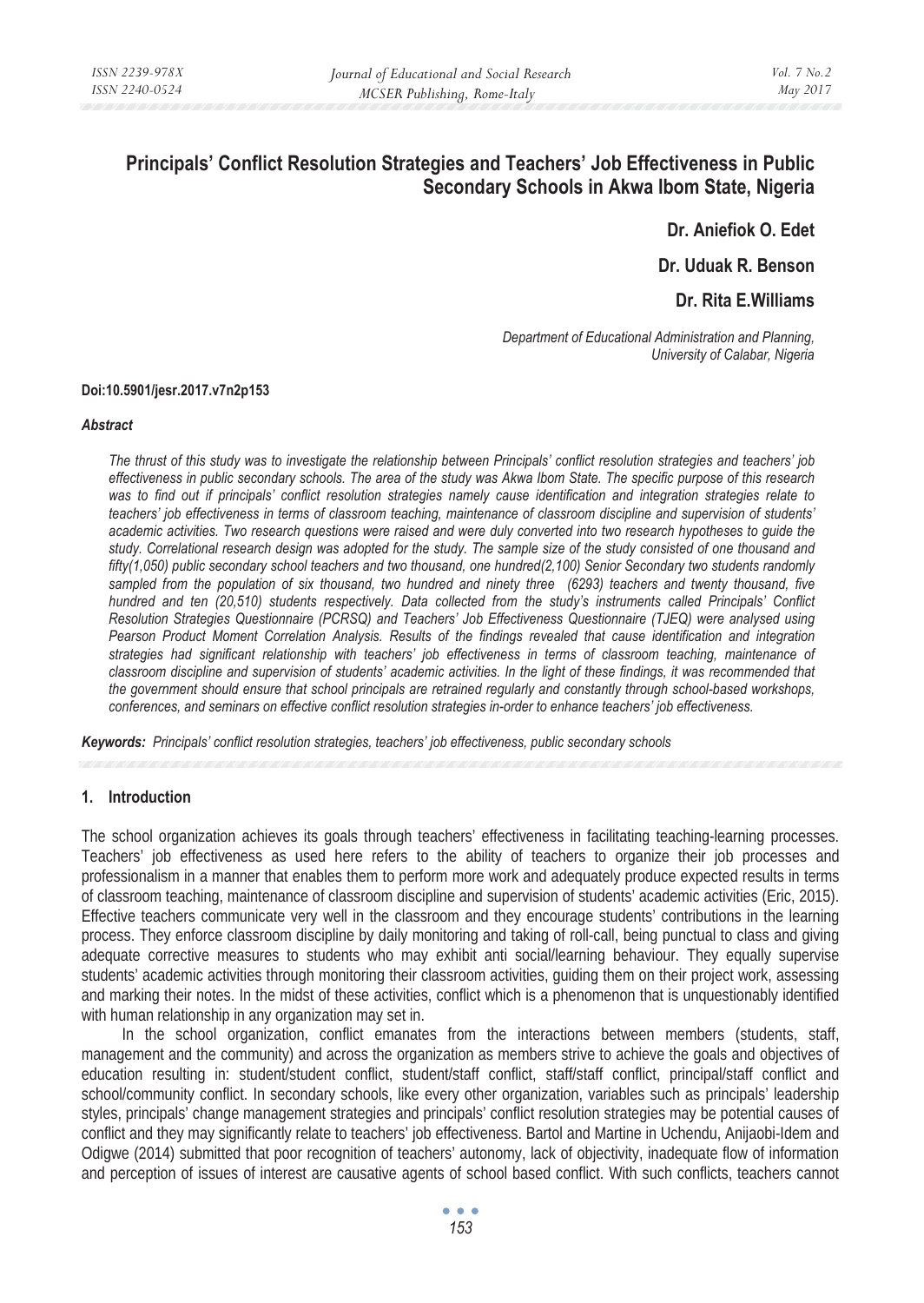# Principals' Conflict Resolution Strategies and Teachers' Job Effectiveness in Public Secondary Schools in Akwa Ibom State, Nigeria

**Dr. Aniefiok O. Edet**

**Dr. Uduak R. Benson**

**Dr. Rita E.Williams**

*Department of Educational Administration and Planning, University of Calabar, Nigeria*

**Doi:10.5901/jesr.2017.v7n2p153**

### *Abstract*

*The thrust of this study was to investigate the relationship between Principals' conflict resolution strategies and teachers' job effectiveness in public secondary schools. The area of the study was Akwa Ibom State. The specific purpose of this research was to find out if principals' conflict resolution strategies namely cause identification and integration strategies relate to teachers' job effectiveness in terms of classroom teaching, maintenance of classroom discipline and supervision of students' academic activities. Two research questions were raised and were duly converted into two research hypotheses to guide the study. Correlational research design was adopted for the study. The sample size of the study consisted of one thousand and fifty(1,050) public secondary school teachers and two thousand, one hundred(2,100) Senior Secondary two students randomly sampled from the population of six thousand, two hundred and ninety three (6293) teachers and twenty thousand, five hundred and ten (20,510) students respectively. Data collected from the study's instruments called Principals' Conflict Resolution Strategies Questionnaire (PCRSQ) and Teachers' Job Effectiveness Questionnaire (TJEQ) were analysed using Pearson Product Moment Correlation Analysis. Results of the findings revealed that cause identification and integration strategies had significant relationship with teachers' job effectiveness in terms of classroom teaching, maintenance of classroom discipline and supervision of students' academic activities. In the light of these findings, it was recommended that the government should ensure that school principals are retrained regularly and constantly through school-based workshops, conferences, and seminars on effective conflict resolution strategies in-order to enhance teachers' job effectiveness.*

***Keywords:*** *Principals' conflict resolution strategies, teachers' job effectiveness, public secondary schools*

## 1. Introduction

The school organization achieves its goals through teachers' effectiveness in facilitating teaching-learning processes. Teachers' job effectiveness as used here refers to the ability of teachers to organize their job processes and professionalism in a manner that enables them to perform more work and adequately produce expected results in terms of classroom teaching, maintenance of classroom discipline and supervision of students' academic activities (Eric, 2015). Effective teachers communicate very well in the classroom and they encourage students' contributions in the learning process. They enforce classroom discipline by daily monitoring and taking of roll-call, being punctual to class and giving adequate corrective measures to students who may exhibit anti social/learning behaviour. They equally supervise students' academic activities through monitoring their classroom activities, guiding them on their project work, assessing and marking their notes. In the midst of these activities, conflict which is a phenomenon that is unquestionably identified with human relationship in any organization may set in.

In the school organization, conflict emanates from the interactions between members (students, staff, management and the community) and across the organization as members strive to achieve the goals and objectives of education resulting in: student/student conflict, student/staff conflict, staff/staff conflict, principal/staff conflict and school/community conflict. In secondary schools, like every other organization, variables such as principals' leadership styles, principals' change management strategies and principals' conflict resolution strategies may be potential causes of conflict and they may significantly relate to teachers' job effectiveness. Bartol and Martine in Uchendu, Anijaobi-Idem and Odigwe (2014) submitted that poor recognition of teachers' autonomy, lack of objectivity, inadequate flow of information and perception of issues of interest are causative agents of school based conflict. With such conflicts, teachers cannot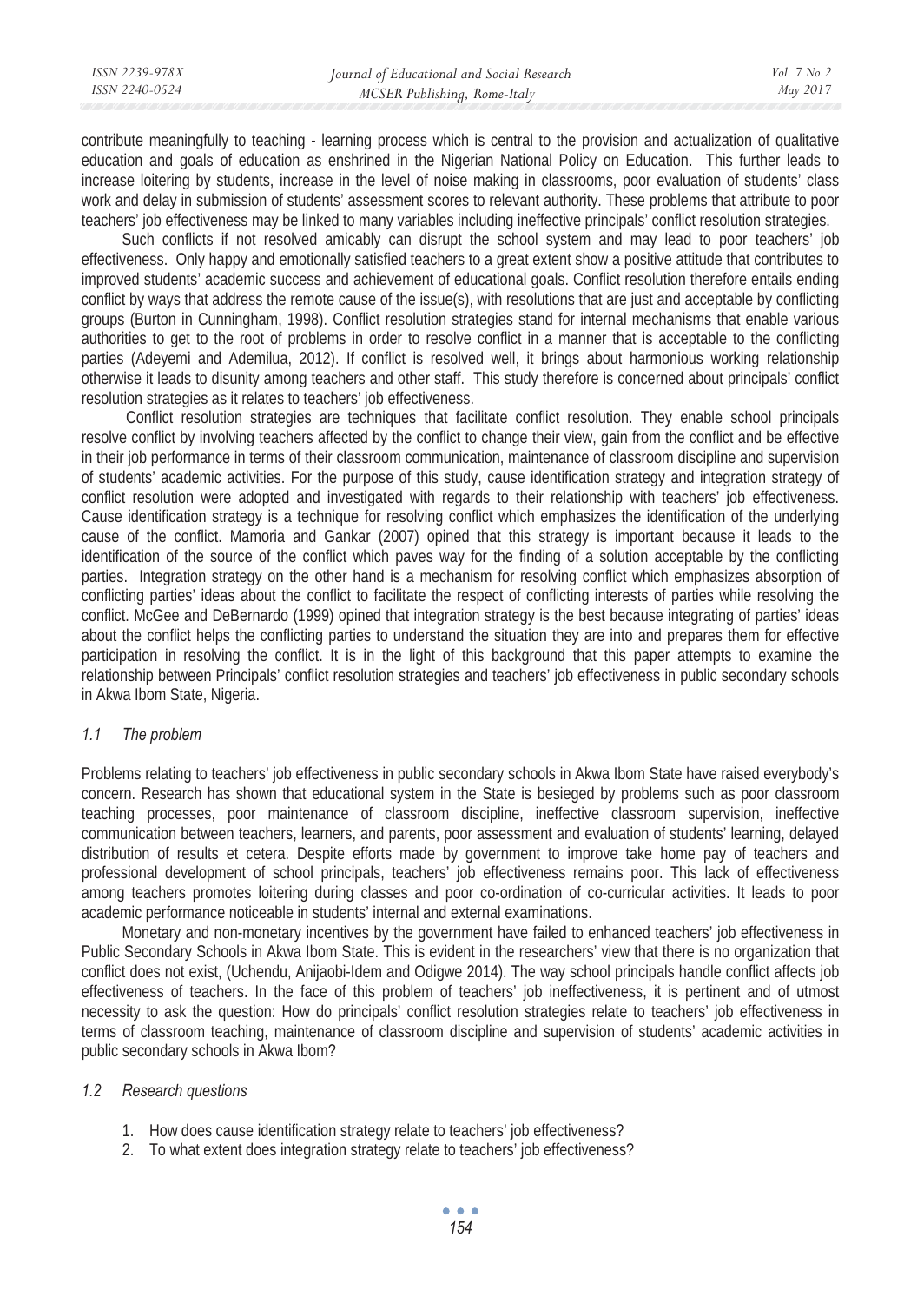contribute meaningfully to teaching - learning process which is central to the provision and actualization of qualitative education and goals of education as enshrined in the Nigerian National Policy on Education. This further leads to increase loitering by students, increase in the level of noise making in classrooms, poor evaluation of students' class work and delay in submission of students' assessment scores to relevant authority. These problems that attribute to poor teachers' job effectiveness may be linked to many variables including ineffective principals' conflict resolution strategies.

Such conflicts if not resolved amicably can disrupt the school system and may lead to poor teachers' job effectiveness. Only happy and emotionally satisfied teachers to a great extent show a positive attitude that contributes to improved students' academic success and achievement of educational goals. Conflict resolution therefore entails ending conflict by ways that address the remote cause of the issue(s), with resolutions that are just and acceptable by conflicting groups (Burton in Cunningham, 1998). Conflict resolution strategies stand for internal mechanisms that enable various authorities to get to the root of problems in order to resolve conflict in a manner that is acceptable to the conflicting parties (Adeyemi and Ademilua, 2012). If conflict is resolved well, it brings about harmonious working relationship otherwise it leads to disunity among teachers and other staff. This study therefore is concerned about principals' conflict resolution strategies as it relates to teachers' job effectiveness.

Conflict resolution strategies are techniques that facilitate conflict resolution. They enable school principals resolve conflict by involving teachers affected by the conflict to change their view, gain from the conflict and be effective in their job performance in terms of their classroom communication, maintenance of classroom discipline and supervision of students' academic activities. For the purpose of this study, cause identification strategy and integration strategy of conflict resolution were adopted and investigated with regards to their relationship with teachers' job effectiveness. Cause identification strategy is a technique for resolving conflict which emphasizes the identification of the underlying cause of the conflict. Mamoria and Gankar (2007) opined that this strategy is important because it leads to the identification of the source of the conflict which paves way for the finding of a solution acceptable by the conflicting parties. Integration strategy on the other hand is a mechanism for resolving conflict which emphasizes absorption of conflicting parties' ideas about the conflict to facilitate the respect of conflicting interests of parties while resolving the conflict. McGee and DeBernardo (1999) opined that integration strategy is the best because integrating of parties' ideas about the conflict helps the conflicting parties to understand the situation they are into and prepares them for effective participation in resolving the conflict. It is in the light of this background that this paper attempts to examine the relationship between Principals' conflict resolution strategies and teachers' job effectiveness in public secondary schools in Akwa Ibom State, Nigeria.

### *1.1 The problem*

Problems relating to teachers' job effectiveness in public secondary schools in Akwa Ibom State have raised everybody's concern. Research has shown that educational system in the State is besieged by problems such as poor classroom teaching processes, poor maintenance of classroom discipline, ineffective classroom supervision, ineffective communication between teachers, learners, and parents, poor assessment and evaluation of students' learning, delayed distribution of results et cetera. Despite efforts made by government to improve take home pay of teachers and professional development of school principals, teachers' job effectiveness remains poor. This lack of effectiveness among teachers promotes loitering during classes and poor co-ordination of co-curricular activities. It leads to poor academic performance noticeable in students' internal and external examinations.

Monetary and non-monetary incentives by the government have failed to enhanced teachers' job effectiveness in Public Secondary Schools in Akwa Ibom State. This is evident in the researchers' view that there is no organization that conflict does not exist, (Uchendu, Anijaobi-Idem and Odigwe 2014). The way school principals handle conflict affects job effectiveness of teachers. In the face of this problem of teachers' job ineffectiveness, it is pertinent and of utmost necessity to ask the question: How do principals' conflict resolution strategies relate to teachers' job effectiveness in terms of classroom teaching, maintenance of classroom discipline and supervision of students' academic activities in public secondary schools in Akwa Ibom?

### *1.2 Research questions*

1. How does cause identification strategy relate to teachers' job effectiveness?
2. To what extent does integration strategy relate to teachers' job effectiveness?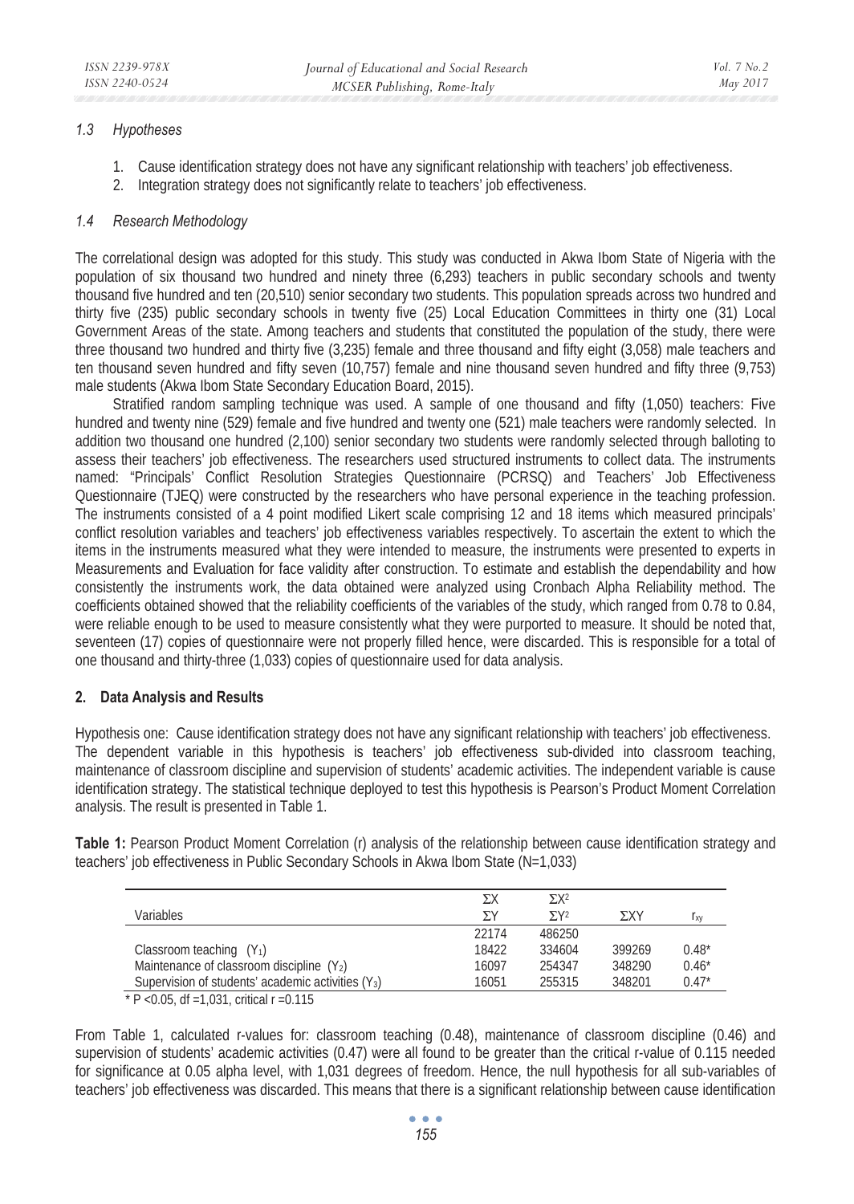### 1.3 Hypotheses

1. Cause identification strategy does not have any significant relationship with teachers' job effectiveness.
2. Integration strategy does not significantly relate to teachers' job effectiveness.

### 1.4 Research Methodology

The correlational design was adopted for this study. This study was conducted in Akwa Ibom State of Nigeria with the population of six thousand two hundred and ninety three (6,293) teachers in public secondary schools and twenty thousand five hundred and ten (20,510) senior secondary two students. This population spreads across two hundred and thirty five (235) public secondary schools in twenty five (25) Local Education Committees in thirty one (31) Local Government Areas of the state. Among teachers and students that constituted the population of the study, there were three thousand two hundred and thirty five (3,235) female and three thousand and fifty eight (3,058) male teachers and ten thousand seven hundred and fifty seven (10,757) female and nine thousand seven hundred and fifty three (9,753) male students (Akwa Ibom State Secondary Education Board, 2015).

Stratified random sampling technique was used. A sample of one thousand and fifty (1,050) teachers: Five hundred and twenty nine (529) female and five hundred and twenty one (521) male teachers were randomly selected. In addition two thousand one hundred (2,100) senior secondary two students were randomly selected through balloting to assess their teachers' job effectiveness. The researchers used structured instruments to collect data. The instruments named: "Principals' Conflict Resolution Strategies Questionnaire (PCRSQ) and Teachers' Job Effectiveness Questionnaire (TJEQ) were constructed by the researchers who have personal experience in the teaching profession. The instruments consisted of a 4 point modified Likert scale comprising 12 and 18 items which measured principals' conflict resolution variables and teachers' job effectiveness variables respectively. To ascertain the extent to which the items in the instruments measured what they were intended to measure, the instruments were presented to experts in Measurements and Evaluation for face validity after construction. To estimate and establish the dependability and how consistently the instruments work, the data obtained were analyzed using Cronbach Alpha Reliability method. The coefficients obtained showed that the reliability coefficients of the variables of the study, which ranged from 0.78 to 0.84, were reliable enough to be used to measure consistently what they were purported to measure. It should be noted that, seventeen (17) copies of questionnaire were not properly filled hence, were discarded. This is responsible for a total of one thousand and thirty-three (1,033) copies of questionnaire used for data analysis.

## 2. Data Analysis and Results

Hypothesis one: Cause identification strategy does not have any significant relationship with teachers' job effectiveness. The dependent variable in this hypothesis is teachers' job effectiveness sub-divided into classroom teaching, maintenance of classroom discipline and supervision of students' academic activities. The independent variable is cause identification strategy. The statistical technique deployed to test this hypothesis is Pearson's Product Moment Correlation analysis. The result is presented in Table 1.

**Table 1:** Pearson Product Moment Correlation (r) analysis of the relationship between cause identification strategy and teachers' job effectiveness in Public Secondary Schools in Akwa Ibom State (N=1,033)

| Variables | $\Sigma X$ <br> $\Sigma Y$ | $\Sigma X^2$ <br> $\Sigma Y^2$ | $\Sigma XY$ | $r_{xy}$ |
|---|---|---|---|---|
| | 22174 | 486250 | | |
| Classroom teaching ($Y_1$) | 18422 | 334604 | 399269 | 0.48* |
| Maintenance of classroom discipline ($Y_2$) | 16097 | 254347 | 348290 | 0.46* |
| Supervision of students' academic activities ($Y_3$) | 16051 | 255315 | 348201 | 0.47* |

* $P < 0.05$, df =1,031, critical r =0.115

From Table 1, calculated r-values for: classroom teaching (0.48), maintenance of classroom discipline (0.46) and supervision of students' academic activities (0.47) were all found to be greater than the critical r-value of 0.115 needed for significance at 0.05 alpha level, with 1,031 degrees of freedom. Hence, the null hypothesis for all sub-variables of teachers' job effectiveness was discarded. This means that there is a significant relationship between cause identification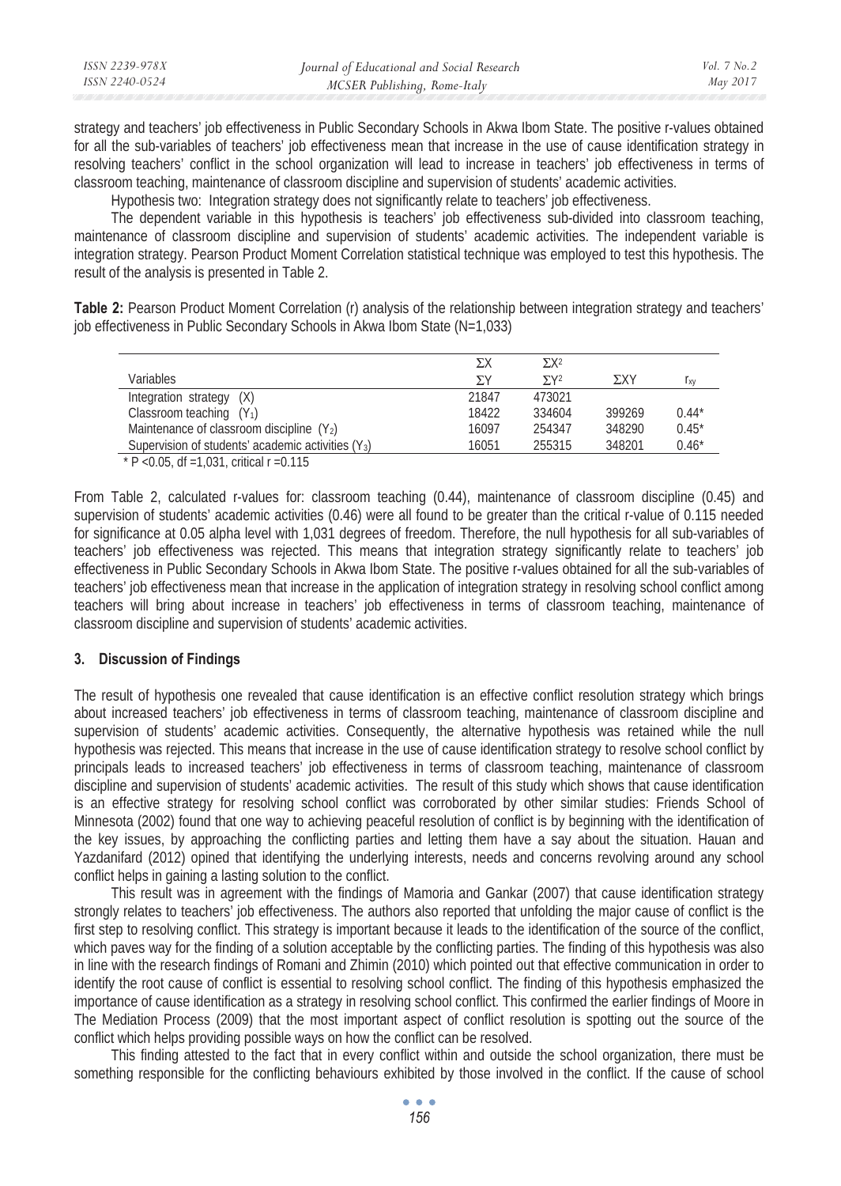strategy and teachers' job effectiveness in Public Secondary Schools in Akwa Ibom State. The positive r-values obtained for all the sub-variables of teachers' job effectiveness mean that increase in the use of cause identification strategy in resolving teachers' conflict in the school organization will lead to increase in teachers' job effectiveness in terms of classroom teaching, maintenance of classroom discipline and supervision of students' academic activities.

Hypothesis two: Integration strategy does not significantly relate to teachers' job effectiveness.

The dependent variable in this hypothesis is teachers' job effectiveness sub-divided into classroom teaching, maintenance of classroom discipline and supervision of students' academic activities. The independent variable is integration strategy. Pearson Product Moment Correlation statistical technique was employed to test this hypothesis. The result of the analysis is presented in Table 2.

**Table 2:** Pearson Product Moment Correlation (r) analysis of the relationship between integration strategy and teachers' job effectiveness in Public Secondary Schools in Akwa Ibom State (N=1,033)

| Variables | $\Sigma X$ / $\Sigma Y$ | $\Sigma X^2$ / $\Sigma Y^2$ | $\Sigma XY$ | $r_{xy}$ |
|---|---|---|---|---|
| Integration strategy (X) | 21847 | 473021 | | |
| Classroom teaching ($Y_1$) | 18422 | 334604 | 399269 | 0.44* |
| Maintenance of classroom discipline ($Y_2$) | 16097 | 254347 | 348290 | 0.45* |
| Supervision of students' academic activities ($Y_3$) | 16051 | 255315 | 348201 | 0.46* |

* $P < 0.05$, df =1,031, critical r =0.115

From Table 2, calculated r-values for: classroom teaching (0.44), maintenance of classroom discipline (0.45) and supervision of students' academic activities (0.46) were all found to be greater than the critical r-value of 0.115 needed for significance at 0.05 alpha level with 1,031 degrees of freedom. Therefore, the null hypothesis for all sub-variables of teachers' job effectiveness was rejected. This means that integration strategy significantly relate to teachers' job effectiveness in Public Secondary Schools in Akwa Ibom State. The positive r-values obtained for all the sub-variables of teachers' job effectiveness mean that increase in the application of integration strategy in resolving school conflict among teachers will bring about increase in teachers' job effectiveness in terms of classroom teaching, maintenance of classroom discipline and supervision of students' academic activities.

## 3. Discussion of Findings

The result of hypothesis one revealed that cause identification is an effective conflict resolution strategy which brings about increased teachers' job effectiveness in terms of classroom teaching, maintenance of classroom discipline and supervision of students' academic activities. Consequently, the alternative hypothesis was retained while the null hypothesis was rejected. This means that increase in the use of cause identification strategy to resolve school conflict by principals leads to increased teachers' job effectiveness in terms of classroom teaching, maintenance of classroom discipline and supervision of students' academic activities. The result of this study which shows that cause identification is an effective strategy for resolving school conflict was corroborated by other similar studies: Friends School of Minnesota (2002) found that one way to achieving peaceful resolution of conflict is by beginning with the identification of the key issues, by approaching the conflicting parties and letting them have a say about the situation. Hauan and Yazdanifard (2012) opined that identifying the underlying interests, needs and concerns revolving around any school conflict helps in gaining a lasting solution to the conflict.

This result was in agreement with the findings of Mamoria and Gankar (2007) that cause identification strategy strongly relates to teachers' job effectiveness. The authors also reported that unfolding the major cause of conflict is the first step to resolving conflict. This strategy is important because it leads to the identification of the source of the conflict, which paves way for the finding of a solution acceptable by the conflicting parties. The finding of this hypothesis was also in line with the research findings of Romani and Zhimin (2010) which pointed out that effective communication in order to identify the root cause of conflict is essential to resolving school conflict. The finding of this hypothesis emphasized the importance of cause identification as a strategy in resolving school conflict. This confirmed the earlier findings of Moore in The Mediation Process (2009) that the most important aspect of conflict resolution is spotting out the source of the conflict which helps providing possible ways on how the conflict can be resolved.

This finding attested to the fact that in every conflict within and outside the school organization, there must be something responsible for the conflicting behaviours exhibited by those involved in the conflict. If the cause of school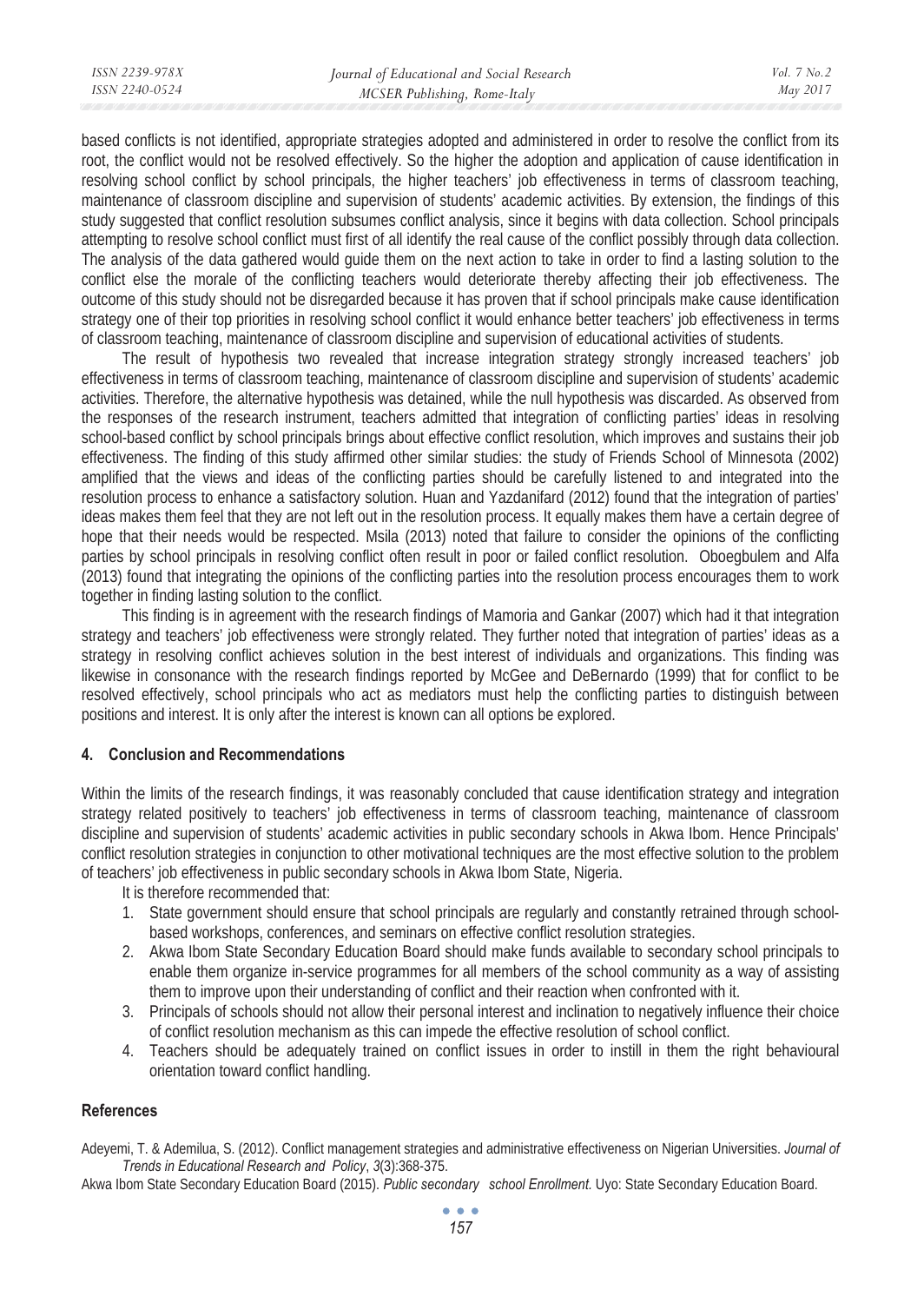based conflicts is not identified, appropriate strategies adopted and administered in order to resolve the conflict from its root, the conflict would not be resolved effectively. So the higher the adoption and application of cause identification in resolving school conflict by school principals, the higher teachers' job effectiveness in terms of classroom teaching, maintenance of classroom discipline and supervision of students' academic activities. By extension, the findings of this study suggested that conflict resolution subsumes conflict analysis, since it begins with data collection. School principals attempting to resolve school conflict must first of all identify the real cause of the conflict possibly through data collection. The analysis of the data gathered would guide them on the next action to take in order to find a lasting solution to the conflict else the morale of the conflicting teachers would deteriorate thereby affecting their job effectiveness. The outcome of this study should not be disregarded because it has proven that if school principals make cause identification strategy one of their top priorities in resolving school conflict it would enhance better teachers' job effectiveness in terms of classroom teaching, maintenance of classroom discipline and supervision of educational activities of students.

The result of hypothesis two revealed that increase integration strategy strongly increased teachers' job effectiveness in terms of classroom teaching, maintenance of classroom discipline and supervision of students' academic activities. Therefore, the alternative hypothesis was detained, while the null hypothesis was discarded. As observed from the responses of the research instrument, teachers admitted that integration of conflicting parties' ideas in resolving school-based conflict by school principals brings about effective conflict resolution, which improves and sustains their job effectiveness. The finding of this study affirmed other similar studies: the study of Friends School of Minnesota (2002) amplified that the views and ideas of the conflicting parties should be carefully listened to and integrated into the resolution process to enhance a satisfactory solution. Huan and Yazdanifard (2012) found that the integration of parties' ideas makes them feel that they are not left out in the resolution process. It equally makes them have a certain degree of hope that their needs would be respected. Msila (2013) noted that failure to consider the opinions of the conflicting parties by school principals in resolving conflict often result in poor or failed conflict resolution. Oboegbulem and Alfa (2013) found that integrating the opinions of the conflicting parties into the resolution process encourages them to work together in finding lasting solution to the conflict.

This finding is in agreement with the research findings of Mamoria and Gankar (2007) which had it that integration strategy and teachers' job effectiveness were strongly related. They further noted that integration of parties' ideas as a strategy in resolving conflict achieves solution in the best interest of individuals and organizations. This finding was likewise in consonance with the research findings reported by McGee and DeBernardo (1999) that for conflict to be resolved effectively, school principals who act as mediators must help the conflicting parties to distinguish between positions and interest. It is only after the interest is known can all options be explored.

## 4. Conclusion and Recommendations

Within the limits of the research findings, it was reasonably concluded that cause identification strategy and integration strategy related positively to teachers' job effectiveness in terms of classroom teaching, maintenance of classroom discipline and supervision of students' academic activities in public secondary schools in Akwa Ibom. Hence Principals' conflict resolution strategies in conjunction to other motivational techniques are the most effective solution to the problem of teachers' job effectiveness in public secondary schools in Akwa Ibom State, Nigeria.

It is therefore recommended that:

1. State government should ensure that school principals are regularly and constantly retrained through school-based workshops, conferences, and seminars on effective conflict resolution strategies.
2. Akwa Ibom State Secondary Education Board should make funds available to secondary school principals to enable them organize in-service programmes for all members of the school community as a way of assisting them to improve upon their understanding of conflict and their reaction when confronted with it.
3. Principals of schools should not allow their personal interest and inclination to negatively influence their choice of conflict resolution mechanism as this can impede the effective resolution of school conflict.
4. Teachers should be adequately trained on conflict issues in order to instill in them the right behavioural orientation toward conflict handling.

## References

Adeyemi, T. & Ademilua, S. (2012). Conflict management strategies and administrative effectiveness on Nigerian Universities. *Journal of Trends in Educational Research and Policy*, *3*(3):368-375.

Akwa Ibom State Secondary Education Board (2015). *Public secondary school Enrollment.* Uyo: State Secondary Education Board.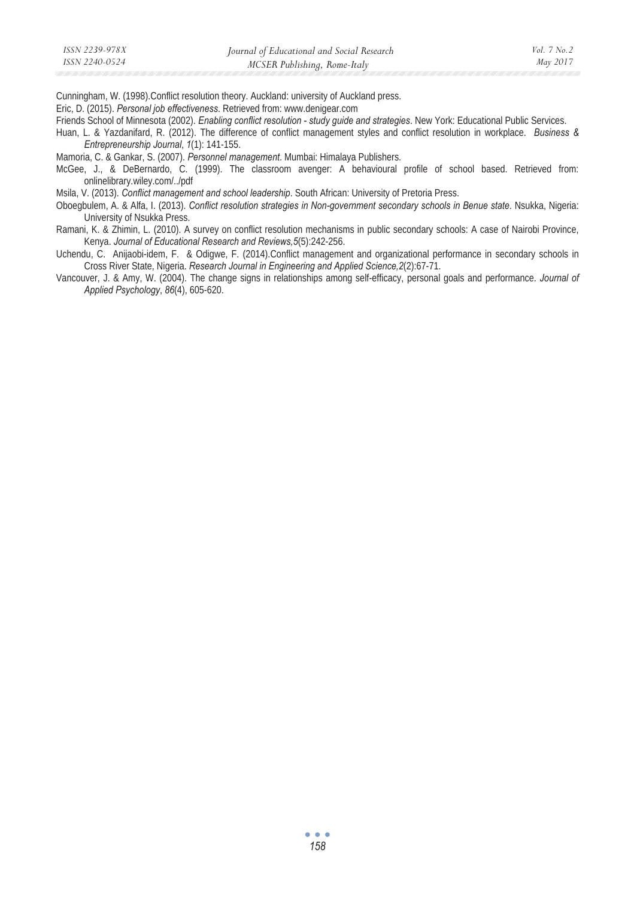Cunningham, W. (1998).Conflict resolution theory. Auckland: university of Auckland press.

Eric, D. (2015). *Personal job effectiveness*. Retrieved from: www.denigear.com

Friends School of Minnesota (2002). *Enabling conflict resolution - study guide and strategies*. New York: Educational Public Services.

Huan, L. & Yazdanifard, R. (2012). The difference of conflict management styles and conflict resolution in workplace. *Business & Entrepreneurship Journal*, *1*(1): 141-155.

Mamoria, C. & Gankar, S. (2007). *Personnel management*. Mumbai: Himalaya Publishers.

McGee, J., & DeBernardo, C. (1999). The classroom avenger: A behavioural profile of school based. Retrieved from: onlinelibrary.wiley.com/../pdf

Msila, V. (2013). *Conflict management and school leadership*. South African: University of Pretoria Press.

Oboegbulem, A. & Alfa, I. (2013). *Conflict resolution strategies in Non-government secondary schools in Benue state*. Nsukka, Nigeria: University of Nsukka Press.

Ramani, K. & Zhimin, L. (2010). A survey on conflict resolution mechanisms in public secondary schools: A case of Nairobi Province, Kenya. *Journal of Educational Research and Reviews,5*(5):242-256.

Uchendu, C. Anijaobi-idem, F. & Odigwe, F. (2014).Conflict management and organizational performance in secondary schools in Cross River State, Nigeria. *Research Journal in Engineering and Applied Science,2*(2):67-71.

Vancouver, J. & Amy, W. (2004). The change signs in relationships among self-efficacy, personal goals and performance. *Journal of Applied Psychology*, *86*(4), 605-620.